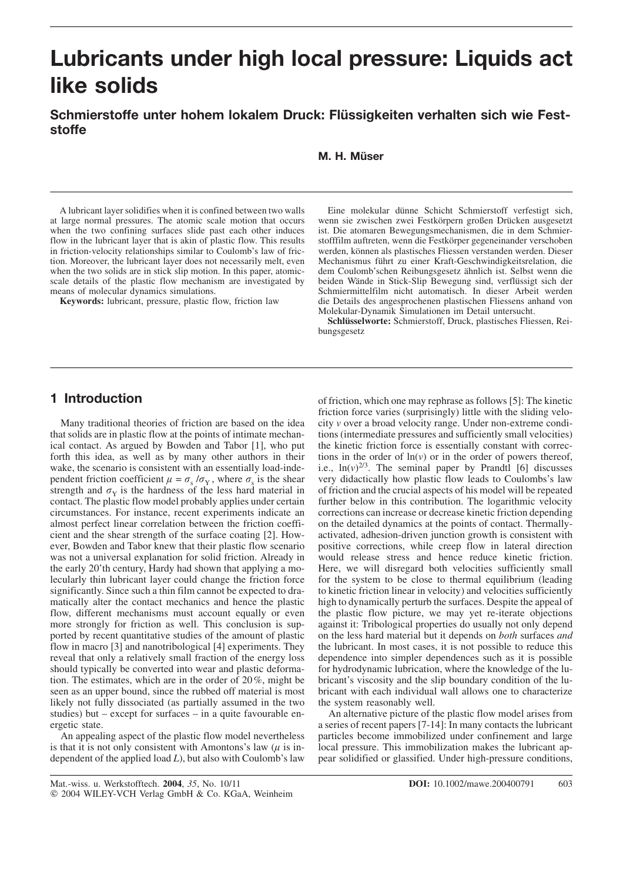# Lubricants under high local pressure: Liquids act like solids

## Schmierstoffe unter hohem lokalem Druck: Flüssigkeiten verhalten sich wie Feststoffe

**M. H. Müser**

A lubricant layer solidifies when it is confined between two walls at large normal pressures. The atomic scale motion that occurs when the two confining surfaces slide past each other induces flow in the lubricant layer that is akin of plastic flow. This results in friction-velocity relationships similar to Coulomb's law of friction. Moreover, the lubricant layer does not necessarily melt, even when the two solids are in stick slip motion. In this paper, atomic-scale details of the plastic flow mechanism are investigated by means of molecular dynamics simulations.

**Keywords:** lubricant, pressure, plastic flow, friction law

Eine molekular dünne Schicht Schmierstoff verfestigt sich, wenn sie zwischen zwei Festkörpern großen Drücken ausgesetzt ist. Die atomaren Bewegungsmechanismen, die in dem Schmierstofffilm auftreten, wenn die Festkörper gegeneinander verschoben werden, können als plastisches Fliessen verstanden werden. Dieser Mechanismus führt zu einer Kraft-Geschwindigkeitsrelation, die dem Coulomb'schen Reibungsgesetz ähnlich ist. Selbst wenn die beiden Wände in Stick-Slip Bewegung sind, verflüssigt sich der Schmiermittelfilm nicht automatisch. In dieser Arbeit werden die Details des angesprochenen plastischen Fliessens anhand von Molekular-Dynamik Simulationen im Detail untersucht.

**Schlüsselworte:** Schmierstoff, Druck, plastisches Fliessen, Reibungsgesetz

## 1 Introduction

Many traditional theories of friction are based on the idea that solids are in plastic flow at the points of intimate mechanical contact. As argued by Bowden and Tabor [1], who put forth this idea, as well as by many other authors in their wake, the scenario is consistent with an essentially load-independent friction coefficient $\mu = \sigma_s/\sigma_Y$, where $\sigma_s$ is the shear strength and $\sigma_Y$ is the hardness of the less hard material in contact. The plastic flow model probably applies under certain circumstances. For instance, recent experiments indicate an almost perfect linear correlation between the friction coefficient and the shear strength of the surface coating [2]. However, Bowden and Tabor knew that their plastic flow scenario was not a universal explanation for solid friction. Already in the early 20'th century, Hardy had shown that applying a molecularly thin lubricant layer could change the friction force significantly. Since such a thin film cannot be expected to dramatically alter the contact mechanics and hence the plastic flow, different mechanisms must account equally or even more strongly for friction as well. This conclusion is supported by recent quantitative studies of the amount of plastic flow in macro [3] and nanotribological [4] experiments. They reveal that only a relatively small fraction of the energy loss should typically be converted into wear and plastic deformation. The estimates, which are in the order of 20 %, might be seen as an upper bound, since the rubbed off material is most likely not fully dissociated (as partially assumed in the two studies) but – except for surfaces – in a quite favourable energetic state.

An appealing aspect of the plastic flow model nevertheless is that it is not only consistent with Amontons's law ($\mu$ is independent of the applied load $L$), but also with Coulomb's law of friction, which one may rephrase as follows [5]: The kinetic friction force varies (surprisingly) little with the sliding velocity $v$ over a broad velocity range. Under non-extreme conditions (intermediate pressures and sufficiently small velocities) the kinetic friction force is essentially constant with corrections in the order of $\ln(v)$ or in the order of powers thereof, i.e., $\ln(v)^{2/3}$. The seminal paper by Prandtl [6] discusses very didactically how plastic flow leads to Coulombs's law of friction and the crucial aspects of his model will be repeated further below in this contribution. The logarithmic velocity corrections can increase or decrease kinetic friction depending on the detailed dynamics at the points of contact. Thermally-activated, adhesion-driven junction growth is consistent with positive corrections, while creep flow in lateral direction would release stress and hence reduce kinetic friction. Here, we will disregard both velocities sufficiently small for the system to be close to thermal equilibrium (leading to kinetic friction linear in velocity) and velocities sufficiently high to dynamically perturb the surfaces. Despite the appeal of the plastic flow picture, we may yet re-iterate objections against it: Tribological properties do usually not only depend on the less hard material but it depends on *both* surfaces *and* the lubricant. In most cases, it is not possible to reduce this dependence into simpler dependences such as it is possible for hydrodynamic lubrication, where the knowledge of the lubricant's viscosity and the slip boundary condition of the lubricant with each individual wall allows one to characterize the system reasonably well.

An alternative picture of the plastic flow model arises from a series of recent papers [7-14]: In many contacts the lubricant particles become immobilized under confinement and large local pressure. This immobilization makes the lubricant appear solidified or glassified. Under high-pressure conditions,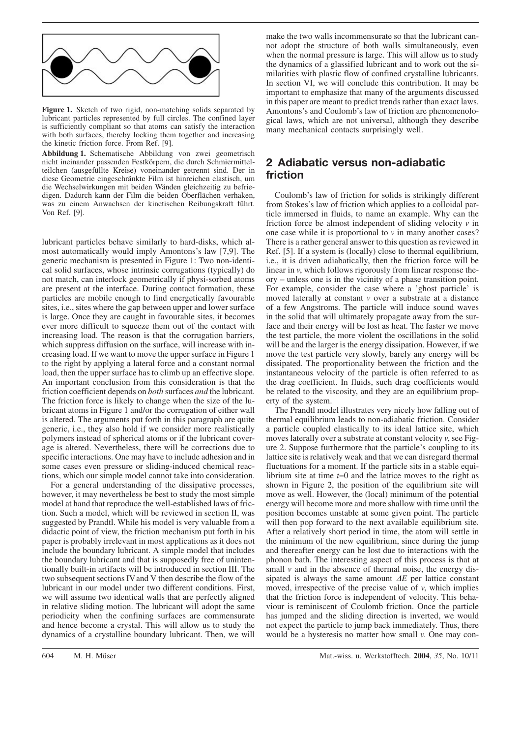**Figure 1.** Sketch of two rigid, non-matching solids separated by lubricant particles represented by full circles. The confined layer is sufficiently compliant so that atoms can satisfy the interaction with both surfaces, thereby locking them together and increasing the kinetic friction force. From Ref. [9].

**Abbildung 1.** Schematische Abbildung von zwei geometrisch nicht ineinander passenden Festkörpern, die durch Schmiermittelteilchen (ausgefüllte Kreise) voneinander getrennt sind. Der in diese Geometrie eingeschränkte Film ist hinreichen elastisch, um die Wechselwirkungen mit beiden Wänden gleichzeitig zu befriedigen. Dadurch kann der Film die beiden Oberflächen verhaken, was zu einem Anwachsen der kinetischen Reibungskraft führt. Von Ref. [9].

lubricant particles behave similarly to hard-disks, which almost automatically would imply Amontons's law [7,9]. The generic mechanism is presented in Figure 1: Two non-identical solid surfaces, whose intrinsic corrugations (typically) do not match, can interlock geometrically if physi-sorbed atoms are present at the interface. During contact formation, these particles are mobile enough to find energetically favourable sites, i.e., sites where the gap between upper and lower surface is large. Once they are caught in favourable sites, it becomes ever more difficult to squeeze them out of the contact with increasing load. The reason is that the corrugation barriers, which suppress diffusion on the surface, will increase with increasing load. If we want to move the upper surface in Figure 1 to the right by applying a lateral force and a constant normal load, then the upper surface has to climb up an effective slope. An important conclusion from this consideration is that the friction coefficient depends on *both* surfaces *and* the lubricant. The friction force is likely to change when the size of the lubricant atoms in Figure 1 and/or the corrugation of either wall is altered. The arguments put forth in this paragraph are quite generic, i.e., they also hold if we consider more realistically polymers instead of spherical atoms or if the lubricant coverage is altered. Nevertheless, there will be corrections due to specific interactions. One may have to include adhesion and in some cases even pressure or sliding-induced chemical reactions, which our simple model cannot take into consideration.

For a general understanding of the dissipative processes, however, it may nevertheless be best to study the most simple model at hand that reproduce the well-established laws of friction. Such a model, which will be reviewed in section II, was suggested by Prandtl. While his model is very valuable from a didactic point of view, the friction mechanism put forth in his paper is probably irrelevant in most applications as it does not include the boundary lubricant. A simple model that includes the boundary lubricant and that is supposedly free of unintentionally built-in artifacts will be introduced in section III. The two subsequent sections IV and V then describe the flow of the lubricant in our model under two different conditions. First, we will assume two identical walls that are perfectly aligned in relative sliding motion. The lubricant will adopt the same periodicity when the confining surfaces are commensurate and hence become a crystal. This will allow us to study the dynamics of a crystalline boundary lubricant. Then, we will make the two walls incommensurate so that the lubricant cannot adopt the structure of both walls simultaneously, even when the normal pressure is large. This will allow us to study the dynamics of a glassified lubricant and to work out the similarities with plastic flow of confined crystalline lubricants. In section VI, we will conclude this contribution. It may be important to emphasize that many of the arguments discussed in this paper are meant to predict trends rather than exact laws. Amontons's and Coulomb's law of friction are phenomenological laws, which are not universal, although they describe many mechanical contacts surprisingly well.

## 2 Adiabatic versus non-adiabatic friction

Coulomb's law of friction for solids is strikingly different from Stokes's law of friction which applies to a colloidal particle immersed in fluids, to name an example. Why can the friction force be almost independent of sliding velocity $v$ in one case while it is proportional to $v$ in many another cases? There is a rather general answer to this question as reviewed in Ref. [5]. If a system is (locally) close to thermal equilibrium, i.e., it is driven adiabatically, then the friction force will be linear in $v$, which follows rigorously from linear response theory – unless one is in the vicinity of a phase transition point. For example, consider the case where a 'ghost particle' is moved laterally at constant $v$ over a substrate at a distance of a few Angstroms. The particle will induce sound waves in the solid that will ultimately propagate away from the surface and their energy will be lost as heat. The faster we move the test particle, the more violent the oscillations in the solid will be and the larger is the energy dissipation. However, if we move the test particle very slowly, barely any energy will be dissipated. The proportionality between the friction and the instantaneous velocity of the particle is often referred to as the drag coefficient. In fluids, such drag coefficients would be related to the viscosity, and they are an equilibrium property of the system.

The Prandtl model illustrates very nicely how falling out of thermal equilibrium leads to non-adiabatic friction. Consider a particle coupled elastically to its ideal lattice site, which moves laterally over a substrate at constant velocity $v$, see Figure 2. Suppose furthermore that the particle's coupling to its lattice site is relatively weak and that we can disregard thermal fluctuations for a moment. If the particle sits in a stable equilibrium site at time $t$=0 and the lattice moves to the right as shown in Figure 2, the position of the equilibrium site will move as well. However, the (local) minimum of the potential energy will become more and more shallow with time until the position becomes unstable at some given point. The particle will then pop forward to the next available equilibrium site. After a relatively short period in time, the atom will settle in the minimum of the new equilibrium, since during the jump and thereafter energy can be lost due to interactions with the phonon bath. The interesting aspect of this process is that at small $v$ and in the absence of thermal noise, the energy dissipated is always the same amount $\Delta E$ per lattice constant moved, irrespective of the precise value of $v$, which implies that the friction force is independent of velocity. This behaviour is reminiscent of Coulomb friction. Once the particle has jumped and the sliding direction is inverted, we would not expect the particle to jump back immediately. Thus, there would be a hysteresis no matter how small $v$. One may con-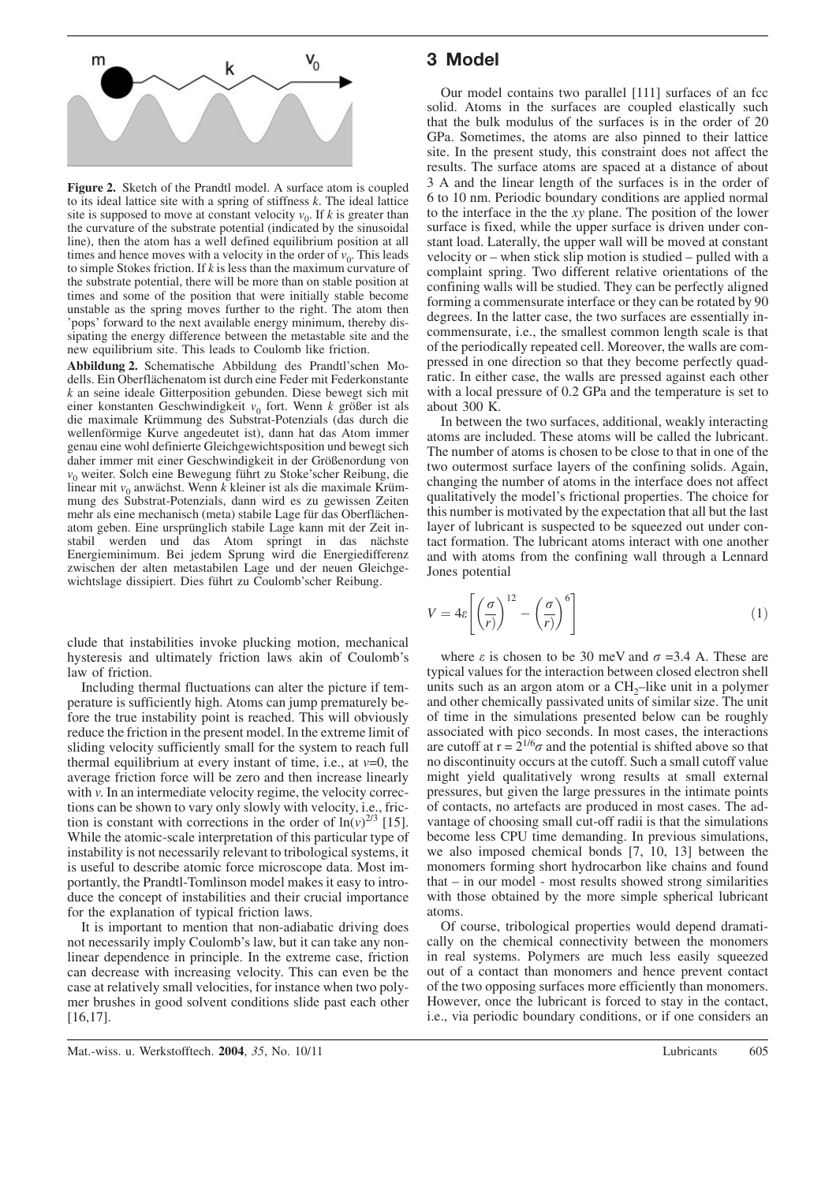**Figure 2.** Sketch of the Prandtl model. A surface atom is coupled to its ideal lattice site with a spring of stiffness $k$. The ideal lattice site is supposed to move at constant velocity $v_0$. If $k$ is greater than the curvature of the substrate potential (indicated by the sinusoidal line), then the atom has a well defined equilibrium position at all times and hence moves with a velocity in the order of $v_0$. This leads to simple Stokes friction. If $k$ is less than the maximum curvature of the substrate potential, there will be more than on stable position at times and some of the position that were initially stable become unstable as the spring moves further to the right. The atom then 'pops' forward to the next available energy minimum, thereby dissipating the energy difference between the metastable site and the new equilibrium site. This leads to Coulomb like friction.

**Abbildung 2.** Schematische Abbildung des Prandtl'schen Modells. Ein Oberflächenatom ist durch eine Feder mit Federkonstante $k$ an seine ideale Gitterposition gebunden. Diese bewegt sich mit einer konstanten Geschwindigkeit $v_0$ fort. Wenn $k$ größer ist als die maximale Krümmung des Substrat-Potenzials (das durch die wellenförmige Kurve angedeutet ist), dann hat das Atom immer genau eine wohl definierte Gleichgewichtsposition und bewegt sich daher immer mit einer Geschwindigkeit in der Größenordung von $v_0$ weiter. Solch eine Bewegung führt zu Stoke'scher Reibung, die linear mit $v_0$ anwächst. Wenn $k$ kleiner ist als die maximale Krümmung des Substrat-Potenzials, dann wird es zu gewissen Zeiten mehr als eine mechanisch (meta) stabile Lage für das Oberflächenatom geben. Eine ursprünglich stabile Lage kann mit der Zeit instabil werden und das Atom springt in das nächste Energieminimum. Bei jedem Sprung wird die Energiedifferenz zwischen der alten metastabilen Lage und der neuen Gleichgewichtslage dissipiert. Dies führt zu Coulomb'scher Reibung.

clude that instabilities invoke plucking motion, mechanical hysteresis and ultimately friction laws akin of Coulomb's law of friction.

Including thermal fluctuations can alter the picture if temperature is sufficiently high. Atoms can jump prematurely before the true instability point is reached. This will obviously reduce the friction in the present model. In the extreme limit of sliding velocity sufficiently small for the system to reach full thermal equilibrium at every instant of time, i.e., at $v$=0, the average friction force will be zero and then increase linearly with $v$. In an intermediate velocity regime, the velocity corrections can be shown to vary only slowly with velocity, i.e., friction is constant with corrections in the order of $\ln(v)^{2/3}$ [15]. While the atomic-scale interpretation of this particular type of instability is not necessarily relevant to tribological systems, it is useful to describe atomic force microscope data. Most importantly, the Prandtl-Tomlinson model makes it easy to introduce the concept of instabilities and their crucial importance for the explanation of typical friction laws.

It is important to mention that non-adiabatic driving does not necessarily imply Coulomb's law, but it can take any nonlinear dependence in principle. In the extreme case, friction can decrease with increasing velocity. This can even be the case at relatively small velocities, for instance when two polymer brushes in good solvent conditions slide past each other [16,17].

## 3 Model

Our model contains two parallel [111] surfaces of an fcc solid. Atoms in the surfaces are coupled elastically such that the bulk modulus of the surfaces is in the order of 20 GPa. Sometimes, the atoms are also pinned to their lattice site. In the present study, this constraint does not affect the results. The surface atoms are spaced at a distance of about 3 A and the linear length of the surfaces is in the order of 6 to 10 nm. Periodic boundary conditions are applied normal to the interface in the the $xy$ plane. The position of the lower surface is fixed, while the upper surface is driven under constant load. Laterally, the upper wall will be moved at constant velocity or – when stick slip motion is studied – pulled with a complaint spring. Two different relative orientations of the confining walls will be studied. They can be perfectly aligned forming a commensurate interface or they can be rotated by 90 degrees. In the latter case, the two surfaces are essentially incommensurate, i.e., the smallest common length scale is that of the periodically repeated cell. Moreover, the walls are compressed in one direction so that they become perfectly quadratic. In either case, the walls are pressed against each other with a local pressure of 0.2 GPa and the temperature is set to about 300 K.

In between the two surfaces, additional, weakly interacting atoms are included. These atoms will be called the lubricant. The number of atoms is chosen to be close to that in one of the two outermost surface layers of the confining solids. Again, changing the number of atoms in the interface does not affect qualitatively the model's frictional properties. The choice for this number is motivated by the expectation that all but the last layer of lubricant is suspected to be squeezed out under contact formation. The lubricant atoms interact with one another and with atoms from the confining wall through a Lennard Jones potential

$$V = 4\varepsilon\left[\left(\frac{\sigma}{r)}\right)^{12} - \left(\frac{\sigma}{r)}\right)^{6}\right] \tag{1}$$

where $\varepsilon$ is chosen to be 30 meV and $\sigma$ =3.4 A. These are typical values for the interaction between closed electron shell units such as an argon atom or a $CH_2$–like unit in a polymer and other chemically passivated units of similar size. The unit of time in the simulations presented below can be roughly associated with pico seconds. In most cases, the interactions are cutoff at $r = 2^{1/6}\sigma$ and the potential is shifted above so that no discontinuity occurs at the cutoff. Such a small cutoff value might yield qualitatively wrong results at small external pressures, but given the large pressures in the intimate points of contacts, no artefacts are produced in most cases. The advantage of choosing small cut-off radii is that the simulations become less CPU time demanding. In previous simulations, we also imposed chemical bonds [7, 10, 13] between the monomers forming short hydrocarbon like chains and found that – in our model - most results showed strong similarities with those obtained by the more simple spherical lubricant atoms.

Of course, tribological properties would depend dramatically on the chemical connectivity between the monomers in real systems. Polymers are much less easily squeezed out of a contact than monomers and hence prevent contact of the two opposing surfaces more efficiently than monomers. However, once the lubricant is forced to stay in the contact, i.e., via periodic boundary conditions, or if one considers an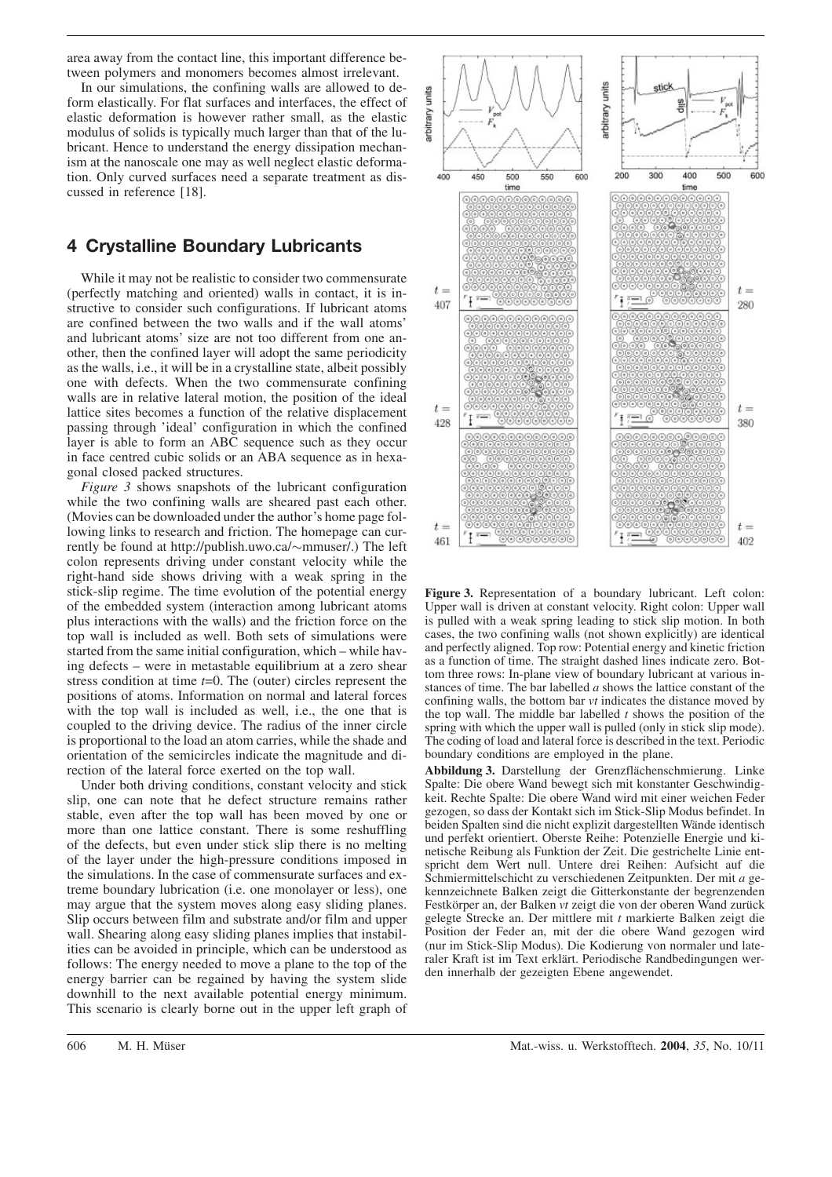area away from the contact line, this important difference between polymers and monomers becomes almost irrelevant.

In our simulations, the confining walls are allowed to deform elastically. For flat surfaces and interfaces, the effect of elastic deformation is however rather small, as the elastic modulus of solids is typically much larger than that of the lubricant. Hence to understand the energy dissipation mechanism at the nanoscale one may as well neglect elastic deformation. Only curved surfaces need a separate treatment as discussed in reference [18].

## 4 Crystalline Boundary Lubricants

While it may not be realistic to consider two commensurate (perfectly matching and oriented) walls in contact, it is instructive to consider such configurations. If lubricant atoms are confined between the two walls and if the wall atoms' and lubricant atoms' size are not too different from one another, then the confined layer will adopt the same periodicity as the walls, i.e., it will be in a crystalline state, albeit possibly one with defects. When the two commensurate confining walls are in relative lateral motion, the position of the ideal lattice sites becomes a function of the relative displacement passing through 'ideal' configuration in which the confined layer is able to form an ABC sequence such as they occur in face centred cubic solids or an ABA sequence as in hexagonal closed packed structures.

*Figure 3* shows snapshots of the lubricant configuration while the two confining walls are sheared past each other. (Movies can be downloaded under the author's home page following links to research and friction. The homepage can currently be found at http://publish.uwo.ca/~mmuser/.) The left colon represents driving under constant velocity while the right-hand side shows driving with a weak spring in the stick-slip regime. The time evolution of the potential energy of the embedded system (interaction among lubricant atoms plus interactions with the walls) and the friction force on the top wall is included as well. Both sets of simulations were started from the same initial configuration, which – while having defects – were in metastable equilibrium at a zero shear stress condition at time $t$=0. The (outer) circles represent the positions of atoms. Information on normal and lateral forces with the top wall is included as well, i.e., the one that is coupled to the driving device. The radius of the inner circle is proportional to the load an atom carries, while the shade and orientation of the semicircles indicate the magnitude and direction of the lateral force exerted on the top wall.

Under both driving conditions, constant velocity and stick slip, one can note that he defect structure remains rather stable, even after the top wall has been moved by one or more than one lattice constant. There is some reshuffling of the defects, but even under stick slip there is no melting of the layer under the high-pressure conditions imposed in the simulations. In the case of commensurate surfaces and extreme boundary lubrication (i.e. one monolayer or less), one may argue that the system moves along easy sliding planes. Slip occurs between film and substrate and/or film and upper wall. Shearing along easy sliding planes implies that instabilities can be avoided in principle, which can be understood as follows: The energy needed to move a plane to the top of the energy barrier can be regained by having the system slide downhill to the next available potential energy minimum. This scenario is clearly borne out in the upper left graph of

**Figure 3.** Representation of a boundary lubricant. Left colon: Upper wall is driven at constant velocity. Right colon: Upper wall is pulled with a weak spring leading to stick slip motion. In both cases, the two confining walls (not shown explicitly) are identical and perfectly aligned. Top row: Potential energy and kinetic friction as a function of time. The straight dashed lines indicate zero. Bottom three rows: In-plane view of boundary lubricant at various instances of time. The bar labelled $a$ shows the lattice constant of the confining walls, the bottom bar $vt$ indicates the distance moved by the top wall. The middle bar labelled $t$ shows the position of the spring with which the upper wall is pulled (only in stick slip mode). The coding of load and lateral force is described in the text. Periodic boundary conditions are employed in the plane.

**Abbildung 3.** Darstellung der Grenzflächenschmierung. Linke Spalte: Die obere Wand bewegt sich mit konstanter Geschwindigkeit. Rechte Spalte: Die obere Wand wird mit einer weichen Feder gezogen, so dass der Kontakt sich im Stick-Slip Modus befindet. In beiden Spalten sind die nicht explizit dargestellten Wände identisch und perfekt orientiert. Oberste Reihe: Potenzielle Energie und kinetische Reibung als Funktion der Zeit. Die gestrichelte Linie entspricht dem Wert null. Untere drei Reihen: Aufsicht auf die Schmiermittelschicht zu verschiedenen Zeitpunkten. Der mit $a$ gekennzeichnete Balken zeigt die Gitterkonstante der begrenzenden Festkörper an, der Balken $vt$ zeigt die von der oberen Wand zurück gelegte Strecke an. Der mittlere mit $t$ markierte Balken zeigt die Position der Feder an, mit der die obere Wand gezogen wird (nur im Stick-Slip Modus). Die Kodierung von normaler und lateraler Kraft ist im Text erklärt. Periodische Randbedingungen werden innerhalb der gezeigten Ebene angewendet.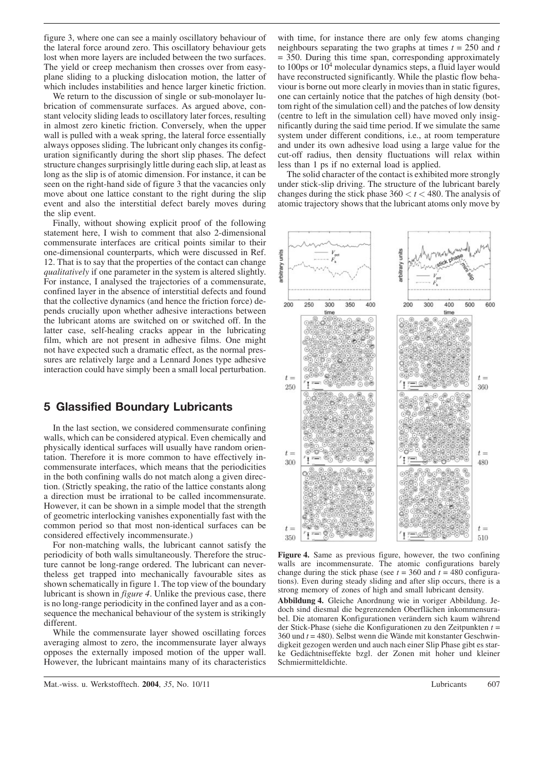figure 3, where one can see a mainly oscillatory behaviour of the lateral force around zero. This oscillatory behaviour gets lost when more layers are included between the two surfaces. The yield or creep mechanism then crosses over from easy-plane sliding to a plucking dislocation motion, the latter of which includes instabilities and hence larger kinetic friction.

We return to the discussion of single or sub-monolayer lubrication of commensurate surfaces. As argued above, constant velocity sliding leads to oscillatory later forces, resulting in almost zero kinetic friction. Conversely, when the upper wall is pulled with a weak spring, the lateral force essentially always opposes sliding. The lubricant only changes its configuration significantly during the short slip phases. The defect structure changes surprisingly little during each slip, at least as long as the slip is of atomic dimension. For instance, it can be seen on the right-hand side of figure 3 that the vacancies only move about one lattice constant to the right during the slip event and also the interstitial defect barely moves during the slip event.

Finally, without showing explicit proof of the following statement here, I wish to comment that also 2-dimensional commensurate interfaces are critical points similar to their one-dimensional counterparts, which were discussed in Ref. 12. That is to say that the properties of the contact can change *qualitatively* if one parameter in the system is altered slightly. For instance, I analysed the trajectories of a commensurate, confined layer in the absence of interstitial defects and found that the collective dynamics (and hence the friction force) depends crucially upon whether adhesive interactions between the lubricant atoms are switched on or switched off. In the latter case, self-healing cracks appear in the lubricating film, which are not present in adhesive films. One might not have expected such a dramatic effect, as the normal pressures are relatively large and a Lennard Jones type adhesive interaction could have simply been a small local perturbation.

## 5 Glassified Boundary Lubricants

In the last section, we considered commensurate confining walls, which can be considered atypical. Even chemically and physically identical surfaces will usually have random orientation. Therefore it is more common to have effectively incommensurate interfaces, which means that the periodicities in the both confining walls do not match along a given direction. (Strictly speaking, the ratio of the lattice constants along a direction must be irrational to be called incommensurate. However, it can be shown in a simple model that the strength of geometric interlocking vanishes exponentially fast with the common period so that most non-identical surfaces can be considered effectively incommensurate.)

For non-matching walls, the lubricant cannot satisfy the periodicity of both walls simultaneously. Therefore the structure cannot be long-range ordered. The lubricant can nevertheless get trapped into mechanically favourable sites as shown schematically in figure 1. The top view of the boundary lubricant is shown in *figure 4*. Unlike the previous case, there is no long-range periodicity in the confined layer and as a consequence the mechanical behaviour of the system is strikingly different.

While the commensurate layer showed oscillating forces averaging almost to zero, the incommensurate layer always opposes the externally imposed motion of the upper wall. However, the lubricant maintains many of its characteristics with time, for instance there are only few atoms changing neighbours separating the two graphs at times $t = 250$ and $t = 350$. During this time span, corresponding approximately to 100ps or $10^4$ molecular dynamics steps, a fluid layer would have reconstructed significantly. While the plastic flow behaviour is borne out more clearly in movies than in static figures, one can certainly notice that the patches of high density (bottom right of the simulation cell) and the patches of low density (centre to left in the simulation cell) have moved only insignificantly during the said time period. If we simulate the same system under different conditions, i.e., at room temperature and under its own adhesive load using a large value for the cut-off radius, then density fluctuations will relax within less than 1 ps if no external load is applied.

The solid character of the contact is exhibited more strongly under stick-slip driving. The structure of the lubricant barely changes during the stick phase $360 < t < 480$. The analysis of atomic trajectory shows that the lubricant atoms only move by

arbitrary units
$V_{pot}$
$F_x$
time
200 250 300 350 400
arbitrary units
stick phase
slip
$V_{pot}$
$F_x$
time
200 300 400 500 600
$t =$ 250
$t =$ 300
$t =$ 350
$t =$ 360
$t =$ 480
$t =$ 510

**Figure 4.** Same as previous figure, however, the two confining walls are incommensurate. The atomic configurations barely change during the stick phase (see $t = 360$ and $t = 480$ configurations). Even during steady sliding and after slip occurs, there is a strong memory of zones of high and small lubricant density.

**Abbildung 4.** Gleiche Anordnung wie in voriger Abbildung. Jedoch sind diesmal die begrenzenden Oberflächen inkommensurabel. Die atomaren Konfigurationen verändern sich kaum während der Stick-Phase (siehe die Konfigurationen zu den Zeitpunkten $t$ = 360 und $t$ = 480). Selbst wenn die Wände mit konstanter Geschwindigkeit gezogen werden und auch nach einer Slip Phase gibt es starke Gedächtniseffekte bzgl. der Zonen mit hoher und kleiner Schmiermitteldichte.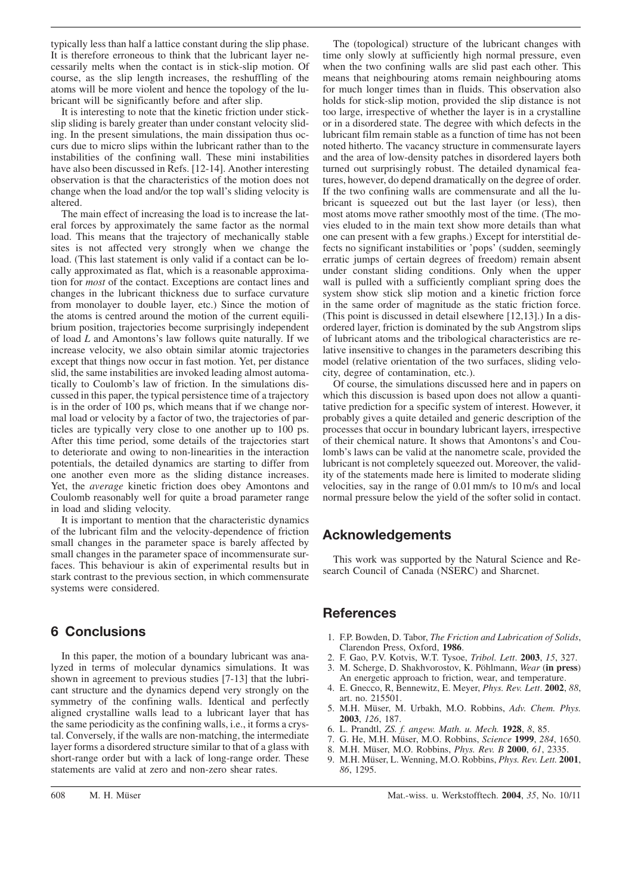typically less than half a lattice constant during the slip phase. It is therefore erroneous to think that the lubricant layer necessarily melts when the contact is in stick-slip motion. Of course, as the slip length increases, the reshuffling of the atoms will be more violent and hence the topology of the lubricant will be significantly before and after slip.

It is interesting to note that the kinetic friction under stick-slip sliding is barely greater than under constant velocity sliding. In the present simulations, the main dissipation thus occurs due to micro slips within the lubricant rather than to the instabilities of the confining wall. These mini instabilities have also been discussed in Refs. [12-14]. Another interesting observation is that the characteristics of the motion does not change when the load and/or the top wall's sliding velocity is altered.

The main effect of increasing the load is to increase the lateral forces by approximately the same factor as the normal load. This means that the trajectory of mechanically stable sites is not affected very strongly when we change the load. (This last statement is only valid if a contact can be locally approximated as flat, which is a reasonable approximation for *most* of the contact. Exceptions are contact lines and changes in the lubricant thickness due to surface curvature from monolayer to double layer, etc.) Since the motion of the atoms is centred around the motion of the current equilibrium position, trajectories become surprisingly independent of load $L$ and Amontons's law follows quite naturally. If we increase velocity, we also obtain similar atomic trajectories except that things now occur in fast motion. Yet, per distance slid, the same instabilities are invoked leading almost automatically to Coulomb's law of friction. In the simulations discussed in this paper, the typical persistence time of a trajectory is in the order of 100 ps, which means that if we change normal load or velocity by a factor of two, the trajectories of particles are typically very close to one another up to 100 ps. After this time period, some details of the trajectories start to deteriorate and owing to non-linearities in the interaction potentials, the detailed dynamics are starting to differ from one another even more as the sliding distance increases. Yet, the *average* kinetic friction does obey Amontons and Coulomb reasonably well for quite a broad parameter range in load and sliding velocity.

It is important to mention that the characteristic dynamics of the lubricant film and the velocity-dependence of friction small changes in the parameter space is barely affected by small changes in the parameter space of incommensurate surfaces. This behaviour is akin of experimental results but in stark contrast to the previous section, in which commensurate systems were considered.

## 6 Conclusions

In this paper, the motion of a boundary lubricant was analyzed in terms of molecular dynamics simulations. It was shown in agreement to previous studies [7-13] that the lubricant structure and the dynamics depend very strongly on the symmetry of the confining walls. Identical and perfectly aligned crystalline walls lead to a lubricant layer that has the same periodicity as the confining walls, i.e., it forms a crystal. Conversely, if the walls are non-matching, the intermediate layer forms a disordered structure similar to that of a glass with short-range order but with a lack of long-range order. These statements are valid at zero and non-zero shear rates.

The (topological) structure of the lubricant changes with time only slowly at sufficiently high normal pressure, even when the two confining walls are slid past each other. This means that neighbouring atoms remain neighbouring atoms for much longer times than in fluids. This observation also holds for stick-slip motion, provided the slip distance is not too large, irrespective of whether the layer is in a crystalline or in a disordered state. The degree with which defects in the lubricant film remain stable as a function of time has not been noted hitherto. The vacancy structure in commensurate layers and the area of low-density patches in disordered layers both turned out surprisingly robust. The detailed dynamical features, however, do depend dramatically on the degree of order. If the two confining walls are commensurate and all the lubricant is squeezed out but the last layer (or less), then most atoms move rather smoothly most of the time. (The movies eluded to in the main text show more details than what one can present with a few graphs.) Except for interstitial defects no significant instabilities or 'pops' (sudden, seemingly erratic jumps of certain degrees of freedom) remain absent under constant sliding conditions. Only when the upper wall is pulled with a sufficiently compliant spring does the system show stick slip motion and a kinetic friction force in the same order of magnitude as the static friction force. (This point is discussed in detail elsewhere [12,13].) In a disordered layer, friction is dominated by the sub Angstrom slips of lubricant atoms and the tribological characteristics are relative insensitive to changes in the parameters describing this model (relative orientation of the two surfaces, sliding velocity, degree of contamination, etc.).

Of course, the simulations discussed here and in papers on which this discussion is based upon does not allow a quantitative prediction for a specific system of interest. However, it probably gives a quite detailed and generic description of the processes that occur in boundary lubricant layers, irrespective of their chemical nature. It shows that Amontons's and Coulomb's laws can be valid at the nanometre scale, provided the lubricant is not completely squeezed out. Moreover, the validity of the statements made here is limited to moderate sliding velocities, say in the range of 0.01 mm/s to 10 m/s and local normal pressure below the yield of the softer solid in contact.

## Acknowledgements

This work was supported by the Natural Science and Research Council of Canada (NSERC) and Sharcnet.

## References

1. F.P. Bowden, D. Tabor, *The Friction and Lubrication of Solids*, Clarendon Press, Oxford, **1986**.
2. F. Gao, P.V. Kotvis, W.T. Tysoe, *Tribol. Lett*. **2003**, *15*, 327.
3. M. Scherge, D. Shakhvorostov, K. Pöhlmann, *Wear* (**in press**) An energetic approach to friction, wear, and temperature.
4. E. Gnecco, R, Bennewitz, E. Meyer, *Phys. Rev. Lett*. **2002**, *88*, art. no. 215501.
5. M.H. Müser, M. Urbakh, M.O. Robbins, *Adv. Chem. Phys.* **2003**, *126*, 187.
6. L. Prandtl, *ZS. f. angew. Math. u. Mech.* **1928**, *8*, 85.
7. G. He, M.H. Müser, M.O. Robbins, *Science* **1999**, *284*, 1650.
8. M.H. Müser, M.O. Robbins, *Phys. Rev. B* **2000**, *61*, 2335.
9. M.H. Müser, L. Wenning, M.O. Robbins, *Phys. Rev. Lett.* **2001**, *86*, 1295.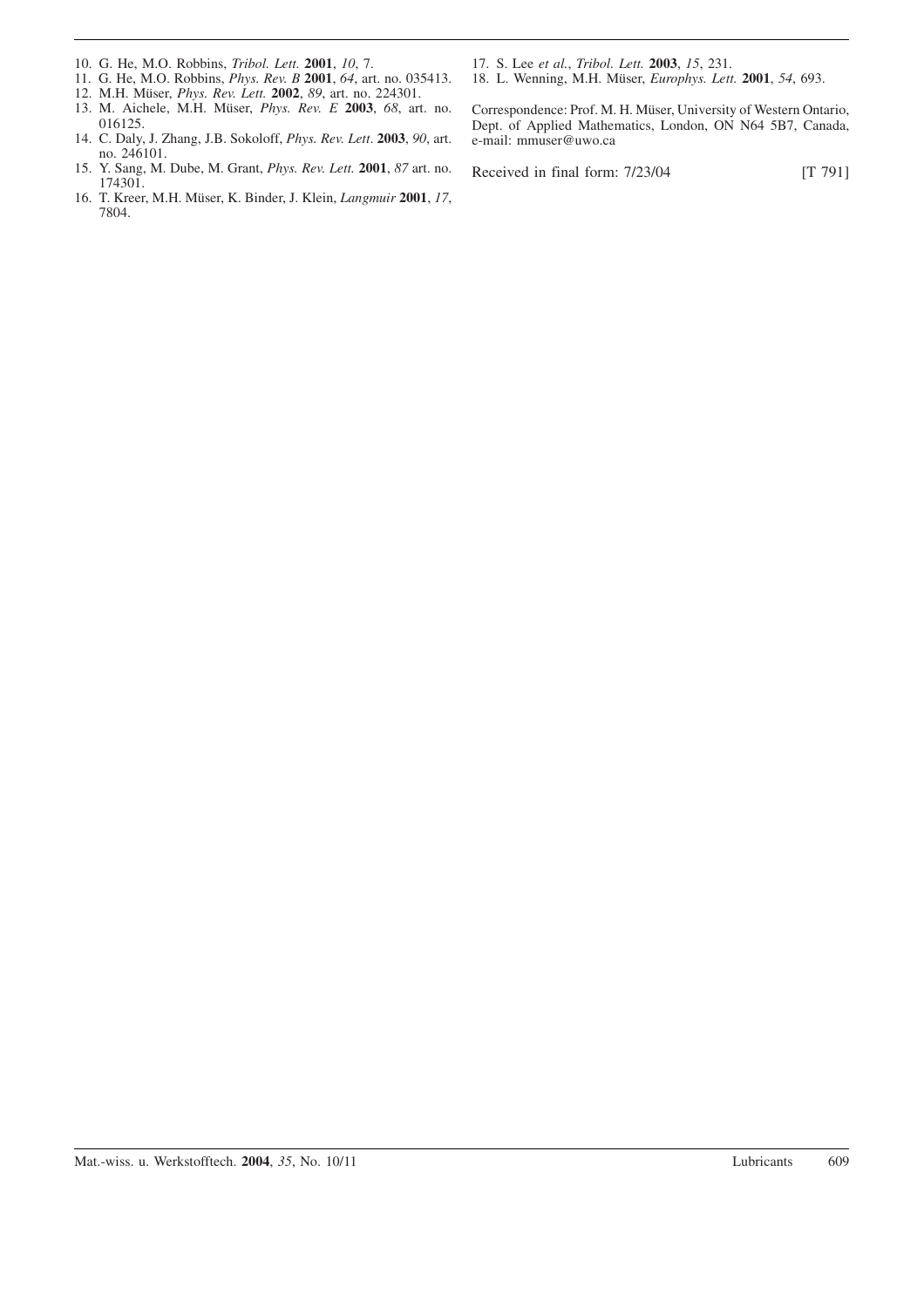10. G. He, M.O. Robbins, *Tribol. Lett.* **2001**, *10*, 7.
11. G. He, M.O. Robbins, *Phys. Rev. B* **2001**, *64*, art. no. 035413.
12. M.H. Müser, *Phys. Rev. Lett.* **2002**, *89*, art. no. 224301.
13. M. Aichele, M.H. Müser, *Phys. Rev. E* **2003**, *68*, art. no. 016125.
14. C. Daly, J. Zhang, J.B. Sokoloff, *Phys. Rev. Lett*. **2003**, *90*, art. no. 246101.
15. Y. Sang, M. Dube, M. Grant, *Phys. Rev. Lett.* **2001**, *87* art. no. 174301.
16. T. Kreer, M.H. Müser, K. Binder, J. Klein, *Langmuir* **2001**, *17*, 7804.
17. S. Lee *et al.*, *Tribol. Lett.* **2003**, *15*, 231.
18. L. Wenning, M.H. Müser, *Europhys. Lett.* **2001**, *54*, 693.

Correspondence: Prof. M. H. Müser, University of Western Ontario, Dept. of Applied Mathematics, London, ON N64 5B7, Canada, e-mail: mmuser@uwo.ca

Received in final form: 7/23/04 [T 791]